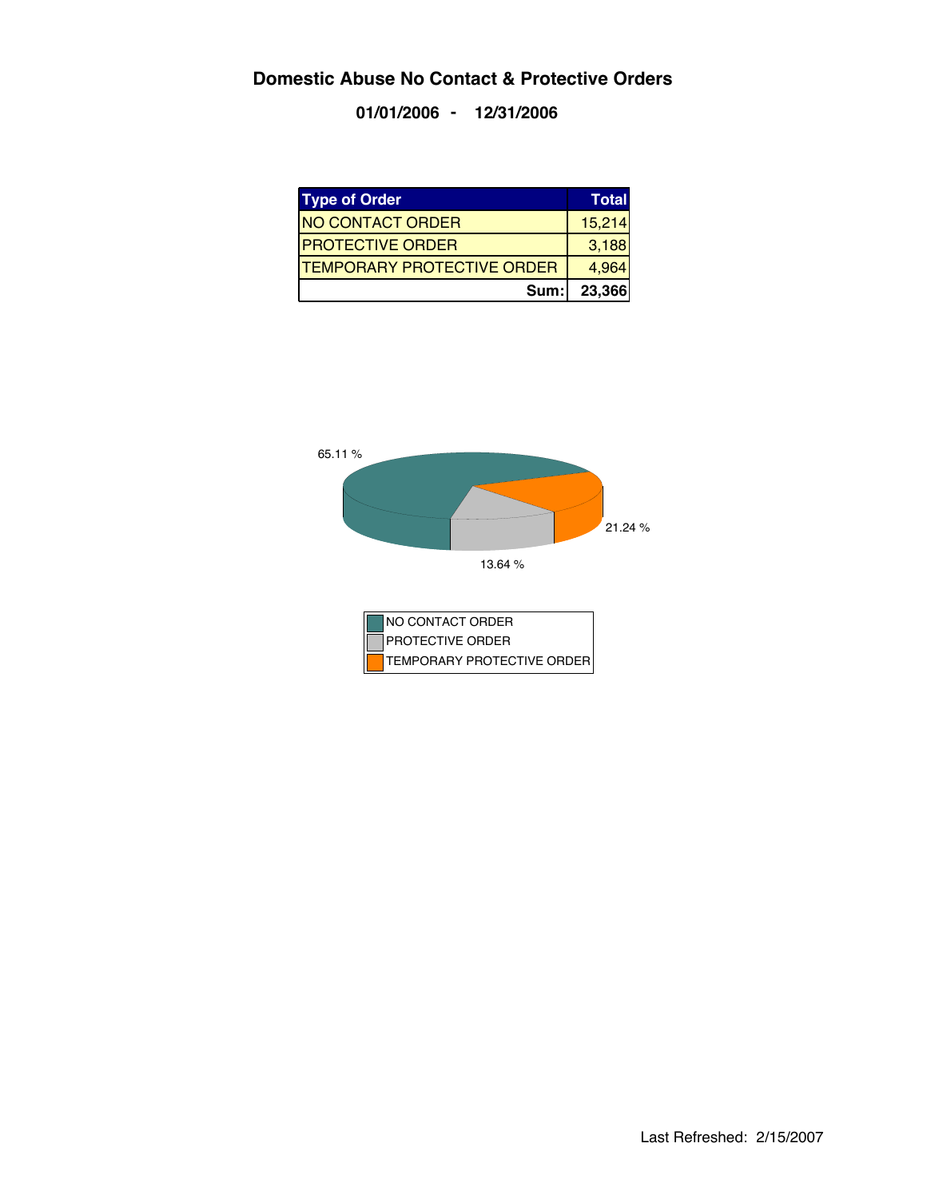# Domestic Abuse No Contact & Protective Orders

**01/01/2006 - 12/31/2006**

| Type of Order | Total |
|---|---|
| NO CONTACT ORDER | 15,214 |
| PROTECTIVE ORDER | 3,188 |
| TEMPORARY PROTECTIVE ORDER | 4,964 |
| **Sum:** | **23,366** |

65.11 %

21.24 %

13.64 %

- NO CONTACT ORDER
- PROTECTIVE ORDER
- TEMPORARY PROTECTIVE ORDER

Last Refreshed: 2/15/2007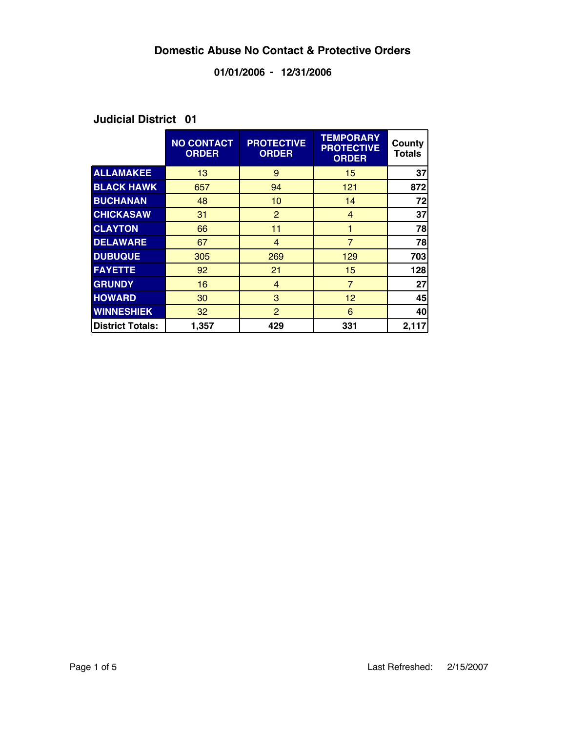# Domestic Abuse No Contact & Protective Orders

## 01/01/2006 - 12/31/2006

### Judicial District 01

| | NO CONTACT ORDER | PROTECTIVE ORDER | TEMPORARY PROTECTIVE ORDER | County Totals |
|---|---|---|---|---|
| ALLAMAKEE | 13 | 9 | 15 | **37** |
| BLACK HAWK | 657 | 94 | 121 | **872** |
| BUCHANAN | 48 | 10 | 14 | **72** |
| CHICKASAW | 31 | 2 | 4 | **37** |
| CLAYTON | 66 | 11 | 1 | **78** |
| DELAWARE | 67 | 4 | 7 | **78** |
| DUBUQUE | 305 | 269 | 129 | **703** |
| FAYETTE | 92 | 21 | 15 | **128** |
| GRUNDY | 16 | 4 | 7 | **27** |
| HOWARD | 30 | 3 | 12 | **45** |
| WINNESHIEK | 32 | 2 | 6 | **40** |
| **District Totals:** | **1,357** | **429** | **331** | **2,117** |

Last Refreshed: 2/15/2007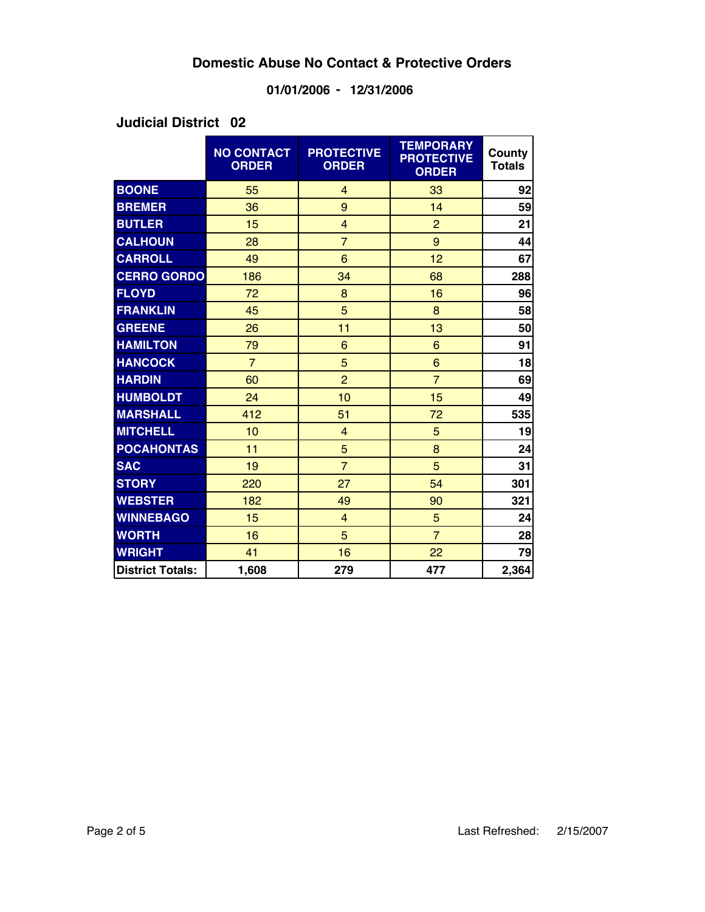# Domestic Abuse No Contact & Protective Orders

**01/01/2006 - 12/31/2006**

## Judicial District 02

| | NO CONTACT ORDER | PROTECTIVE ORDER | TEMPORARY PROTECTIVE ORDER | County Totals |
|---|---|---|---|---|
| BOONE | 55 | 4 | 33 | 92 |
| BREMER | 36 | 9 | 14 | 59 |
| BUTLER | 15 | 4 | 2 | 21 |
| CALHOUN | 28 | 7 | 9 | 44 |
| CARROLL | 49 | 6 | 12 | 67 |
| CERRO GORDO | 186 | 34 | 68 | 288 |
| FLOYD | 72 | 8 | 16 | 96 |
| FRANKLIN | 45 | 5 | 8 | 58 |
| GREENE | 26 | 11 | 13 | 50 |
| HAMILTON | 79 | 6 | 6 | 91 |
| HANCOCK | 7 | 5 | 6 | 18 |
| HARDIN | 60 | 2 | 7 | 69 |
| HUMBOLDT | 24 | 10 | 15 | 49 |
| MARSHALL | 412 | 51 | 72 | 535 |
| MITCHELL | 10 | 4 | 5 | 19 |
| POCAHONTAS | 11 | 5 | 8 | 24 |
| SAC | 19 | 7 | 5 | 31 |
| STORY | 220 | 27 | 54 | 301 |
| WEBSTER | 182 | 49 | 90 | 321 |
| WINNEBAGO | 15 | 4 | 5 | 24 |
| WORTH | 16 | 5 | 7 | 28 |
| WRIGHT | 41 | 16 | 22 | 79 |
| **District Totals:** | **1,608** | **279** | **477** | **2,364** |

Last Refreshed: 2/15/2007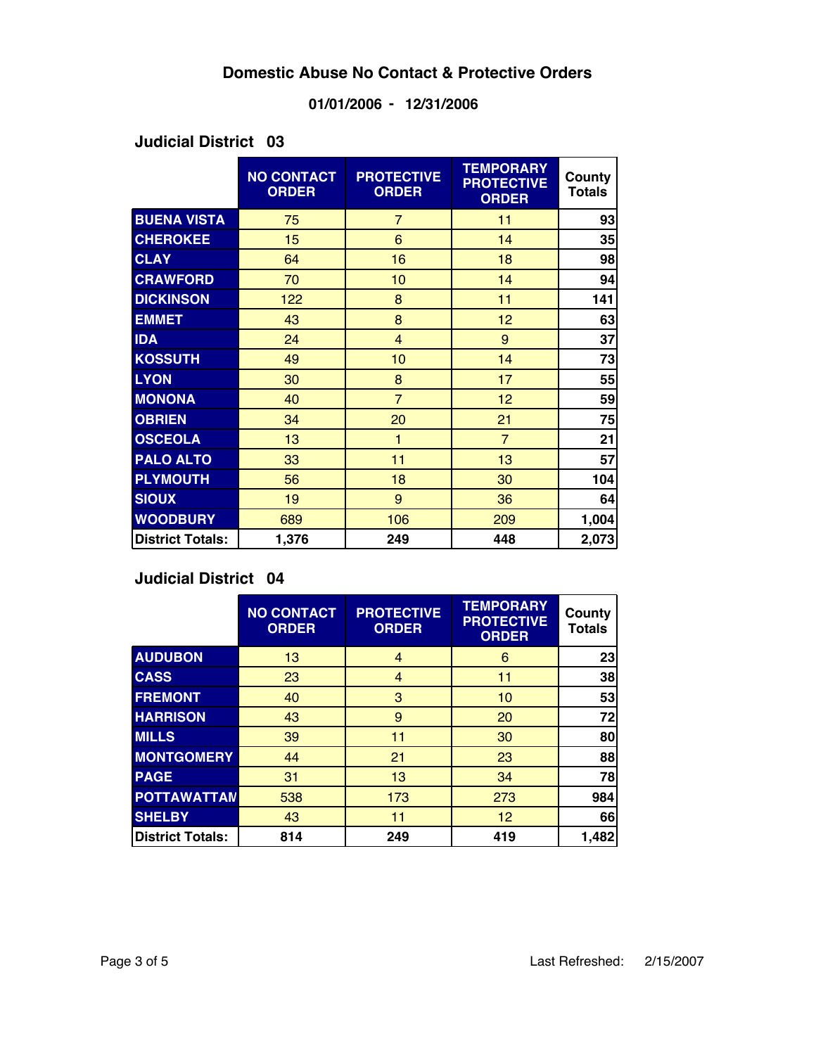# Domestic Abuse No Contact & Protective Orders

## 01/01/2006 - 12/31/2006

### Judicial District 03

| | NO CONTACT ORDER | PROTECTIVE ORDER | TEMPORARY PROTECTIVE ORDER | County Totals |
|---|---|---|---|---|
| **BUENA VISTA** | 75 | 7 | 11 | **93** |
| **CHEROKEE** | 15 | 6 | 14 | **35** |
| **CLAY** | 64 | 16 | 18 | **98** |
| **CRAWFORD** | 70 | 10 | 14 | **94** |
| **DICKINSON** | 122 | 8 | 11 | **141** |
| **EMMET** | 43 | 8 | 12 | **63** |
| **IDA** | 24 | 4 | 9 | **37** |
| **KOSSUTH** | 49 | 10 | 14 | **73** |
| **LYON** | 30 | 8 | 17 | **55** |
| **MONONA** | 40 | 7 | 12 | **59** |
| **OBRIEN** | 34 | 20 | 21 | **75** |
| **OSCEOLA** | 13 | 1 | 7 | **21** |
| **PALO ALTO** | 33 | 11 | 13 | **57** |
| **PLYMOUTH** | 56 | 18 | 30 | **104** |
| **SIOUX** | 19 | 9 | 36 | **64** |
| **WOODBURY** | 689 | 106 | 209 | **1,004** |
| **District Totals:** | **1,376** | **249** | **448** | **2,073** |

### Judicial District 04

| | NO CONTACT ORDER | PROTECTIVE ORDER | TEMPORARY PROTECTIVE ORDER | County Totals |
|---|---|---|---|---|
| **AUDUBON** | 13 | 4 | 6 | **23** |
| **CASS** | 23 | 4 | 11 | **38** |
| **FREMONT** | 40 | 3 | 10 | **53** |
| **HARRISON** | 43 | 9 | 20 | **72** |
| **MILLS** | 39 | 11 | 30 | **80** |
| **MONTGOMERY** | 44 | 21 | 23 | **88** |
| **PAGE** | 31 | 13 | 34 | **78** |
| **POTTAWATTAM** | 538 | 173 | 273 | **984** |
| **SHELBY** | 43 | 11 | 12 | **66** |
| **District Totals:** | **814** | **249** | **419** | **1,482** |

Last Refreshed: 2/15/2007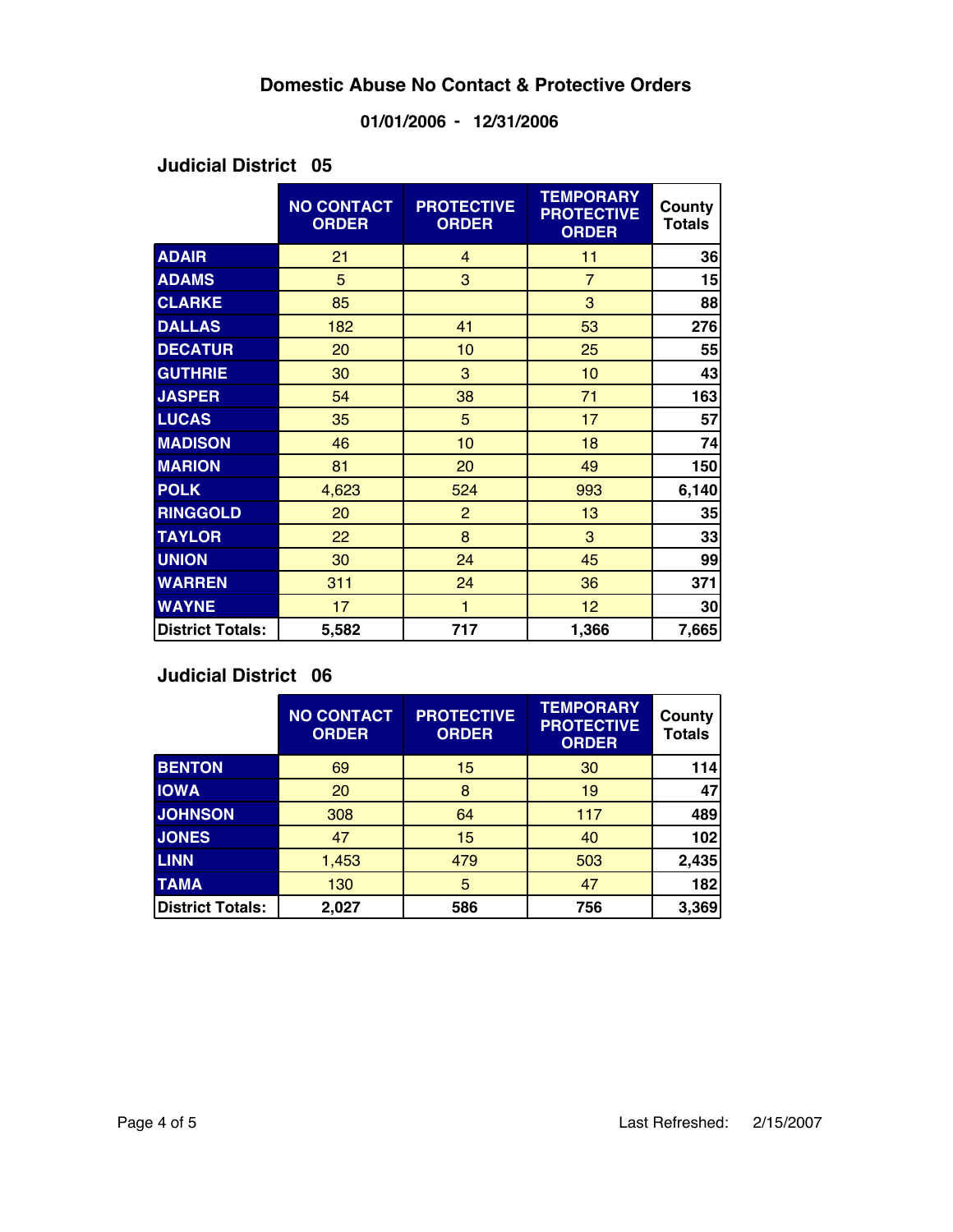# Domestic Abuse No Contact & Protective Orders

## 01/01/2006 - 12/31/2006

### Judicial District 05

| | NO CONTACT ORDER | PROTECTIVE ORDER | TEMPORARY PROTECTIVE ORDER | County Totals |
|---|---|---|---|---|
| ADAIR | 21 | 4 | 11 | 36 |
| ADAMS | 5 | 3 | 7 | 15 |
| CLARKE | 85 | | 3 | 88 |
| DALLAS | 182 | 41 | 53 | 276 |
| DECATUR | 20 | 10 | 25 | 55 |
| GUTHRIE | 30 | 3 | 10 | 43 |
| JASPER | 54 | 38 | 71 | 163 |
| LUCAS | 35 | 5 | 17 | 57 |
| MADISON | 46 | 10 | 18 | 74 |
| MARION | 81 | 20 | 49 | 150 |
| POLK | 4,623 | 524 | 993 | 6,140 |
| RINGGOLD | 20 | 2 | 13 | 35 |
| TAYLOR | 22 | 8 | 3 | 33 |
| UNION | 30 | 24 | 45 | 99 |
| WARREN | 311 | 24 | 36 | 371 |
| WAYNE | 17 | 1 | 12 | 30 |
| **District Totals:** | **5,582** | **717** | **1,366** | **7,665** |

### Judicial District 06

| | NO CONTACT ORDER | PROTECTIVE ORDER | TEMPORARY PROTECTIVE ORDER | County Totals |
|---|---|---|---|---|
| BENTON | 69 | 15 | 30 | 114 |
| IOWA | 20 | 8 | 19 | 47 |
| JOHNSON | 308 | 64 | 117 | 489 |
| JONES | 47 | 15 | 40 | 102 |
| LINN | 1,453 | 479 | 503 | 2,435 |
| TAMA | 130 | 5 | 47 | 182 |
| **District Totals:** | **2,027** | **586** | **756** | **3,369** |

Last Refreshed: 2/15/2007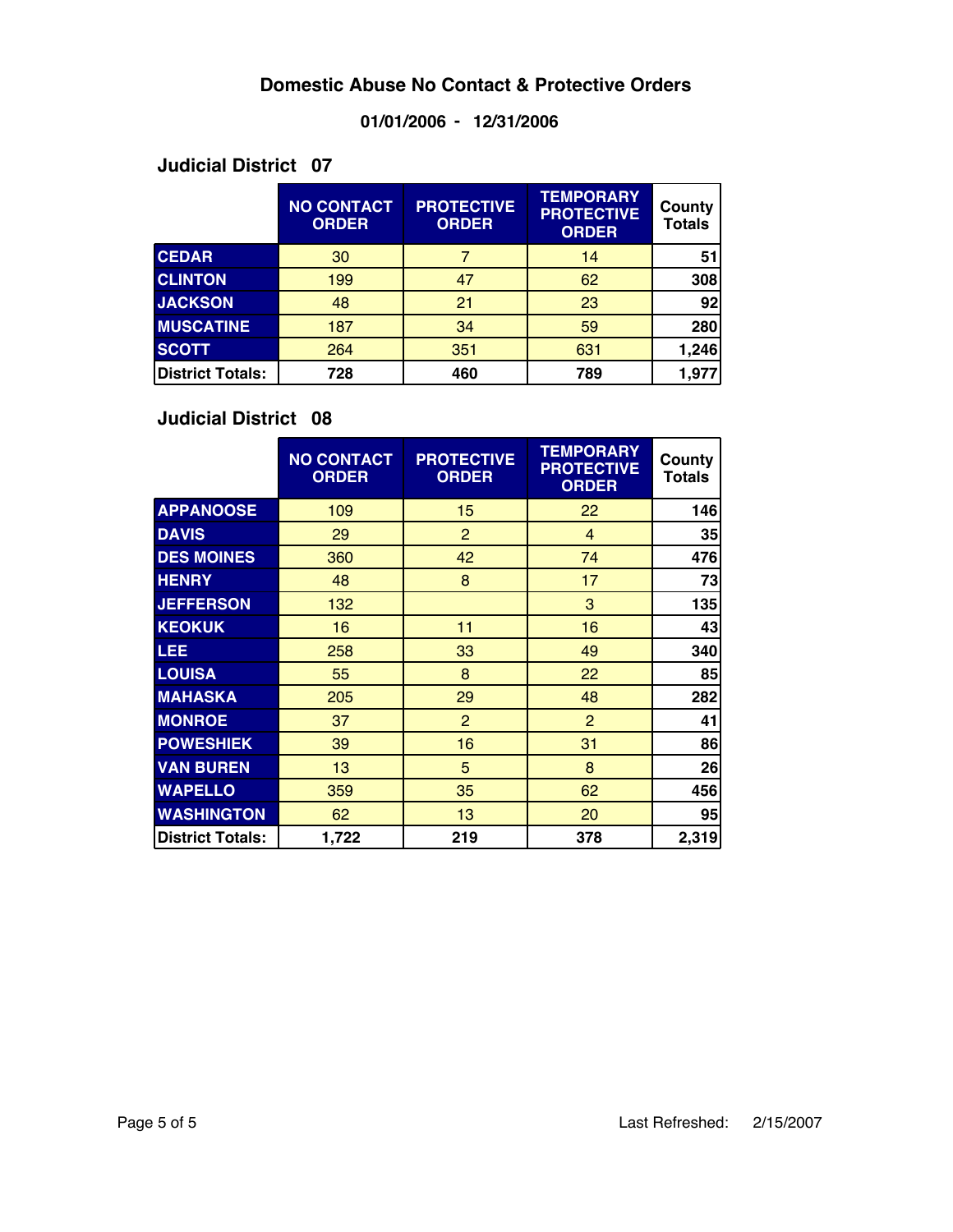## Domestic Abuse No Contact & Protective Orders

**01/01/2006 - 12/31/2006**

### Judicial District 07

| | NO CONTACT ORDER | PROTECTIVE ORDER | TEMPORARY PROTECTIVE ORDER | County Totals |
|---|---|---|---|---|
| CEDAR | 30 | 7 | 14 | 51 |
| CLINTON | 199 | 47 | 62 | 308 |
| JACKSON | 48 | 21 | 23 | 92 |
| MUSCATINE | 187 | 34 | 59 | 280 |
| SCOTT | 264 | 351 | 631 | 1,246 |
| District Totals: | 728 | 460 | 789 | 1,977 |

### Judicial District 08

| | NO CONTACT ORDER | PROTECTIVE ORDER | TEMPORARY PROTECTIVE ORDER | County Totals |
|---|---|---|---|---|
| APPANOOSE | 109 | 15 | 22 | 146 |
| DAVIS | 29 | 2 | 4 | 35 |
| DES MOINES | 360 | 42 | 74 | 476 |
| HENRY | 48 | 8 | 17 | 73 |
| JEFFERSON | 132 | | 3 | 135 |
| KEOKUK | 16 | 11 | 16 | 43 |
| LEE | 258 | 33 | 49 | 340 |
| LOUISA | 55 | 8 | 22 | 85 |
| MAHASKA | 205 | 29 | 48 | 282 |
| MONROE | 37 | 2 | 2 | 41 |
| POWESHIEK | 39 | 16 | 31 | 86 |
| VAN BUREN | 13 | 5 | 8 | 26 |
| WAPELLO | 359 | 35 | 62 | 456 |
| WASHINGTON | 62 | 13 | 20 | 95 |
| District Totals: | 1,722 | 219 | 378 | 2,319 |

Last Refreshed: 2/15/2007